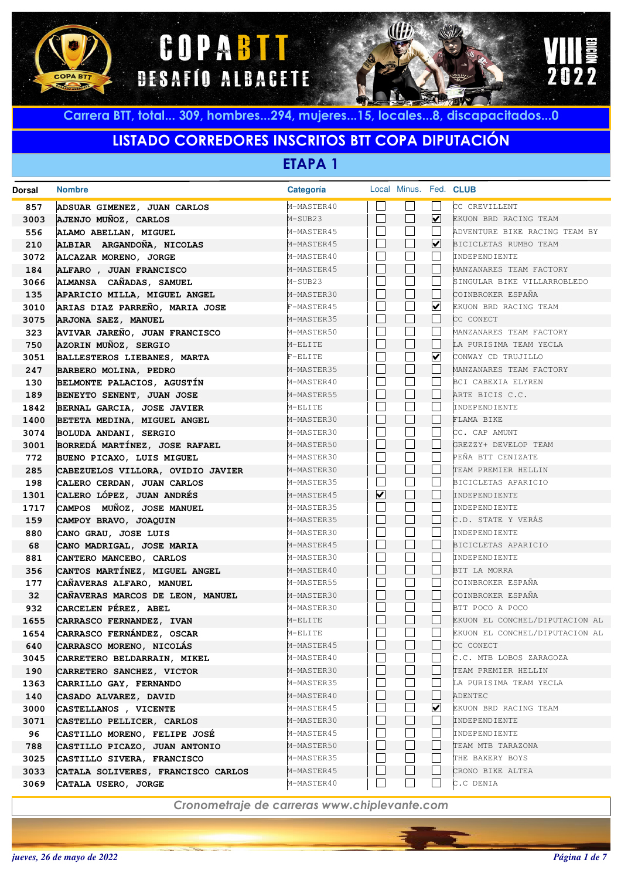# COPA BTT DESAFÍO ALBACETE

VIII EDICIÓN 2022

**Carrera BTT, total... 309, hombres...294, mujeres...15, locales...8, discapacitados...0**

## LISTADO CORREDORES INSCRITOS BTT COPA DIPUTACIÓN

### ETAPA 1

| Dorsal | Nombre | Categoría | Local | Minus. | Fed. | CLUB |
|---|---|---|---|---|---|---|
| 857 | ADSUAR GIMENEZ, JUAN CARLOS | M-MASTER40 | ☐ | ☐ | ☐ | CC CREVILLENT |
| 3003 | AJENJO MUÑOZ, CARLOS | M-SUB23 | ☐ | ☐ | ☑ | EKUON BRD RACING TEAM |
| 556 | ALAMO ABELLAN, MIGUEL | M-MASTER45 | ☐ | ☐ | ☐ | ADVENTURE BIKE RACING TEAM BY |
| 210 | ALBIAR ARGANDOÑA, NICOLAS | M-MASTER45 | ☐ | ☐ | ☑ | BICICLETAS RUMBO TEAM |
| 3072 | ALCAZAR MORENO, JORGE | M-MASTER40 | ☐ | ☐ | ☐ | INDEPENDIENTE |
| 184 | ALFARO , JUAN FRANCISCO | M-MASTER45 | ☐ | ☐ | ☐ | MANZANARES TEAM FACTORY |
| 3066 | ALMANSA CAÑADAS, SAMUEL | M-SUB23 | ☐ | ☐ | ☐ | SINGULAR BIKE VILLARROBLEDO |
| 135 | APARICIO MILLA, MIGUEL ANGEL | M-MASTER30 | ☐ | ☐ | ☐ | COINBROKER ESPAÑA |
| 3010 | ARIAS DIAZ PARREÑO, MARIA JOSE | F-MASTER45 | ☐ | ☐ | ☑ | EKUON BRD RACING TEAM |
| 3075 | ARJONA SAEZ, MANUEL | M-MASTER35 | ☐ | ☐ | ☐ | CC CONECT |
| 323 | AVIVAR JAREÑO, JUAN FRANCISCO | M-MASTER50 | ☐ | ☐ | ☐ | MANZANARES TEAM FACTORY |
| 750 | AZORIN MUÑOZ, SERGIO | M-ELITE | ☐ | ☐ | ☐ | LA PURISIMA TEAM YECLA |
| 3051 | BALLESTEROS LIEBANES, MARTA | F-ELITE | ☐ | ☐ | ☑ | CONWAY CD TRUJILLO |
| 247 | BARBERO MOLINA, PEDRO | M-MASTER35 | ☐ | ☐ | ☐ | MANZANARES TEAM FACTORY |
| 130 | BELMONTE PALACIOS, AGUSTÍN | M-MASTER40 | ☐ | ☐ | ☐ | BCI CABEXIA ELYREN |
| 189 | BENEYTO SENENT, JUAN JOSE | M-MASTER55 | ☐ | ☐ | ☐ | ARTE BICIS C.C. |
| 1842 | BERNAL GARCIA, JOSE JAVIER | M-ELITE | ☐ | ☐ | ☐ | INDEPENDIENTE |
| 1400 | BETETA MEDINA, MIGUEL ANGEL | M-MASTER30 | ☐ | ☐ | ☐ | FLAMA BIKE |
| 3074 | BOLUDA ANDANI, SERGIO | M-MASTER30 | ☐ | ☐ | ☐ | CC. CAP AMUNT |
| 3001 | BORREDÁ MARTÍNEZ, JOSE RAFAEL | M-MASTER50 | ☐ | ☐ | ☐ | GREZZY+ DEVELOP TEAM |
| 772 | BUENO PICAXO, LUIS MIGUEL | M-MASTER30 | ☐ | ☐ | ☐ | PEÑA BTT CENIZATE |
| 285 | CABEZUELOS VILLORA, OVIDIO JAVIER | M-MASTER30 | ☐ | ☐ | ☐ | TEAM PREMIER HELLIN |
| 198 | CALERO CERDAN, JUAN CARLOS | M-MASTER35 | ☐ | ☐ | ☐ | BICICLETAS APARICIO |
| 1301 | CALERO LÓPEZ, JUAN ANDRÉS | M-MASTER45 | ☑ | ☐ | ☐ | INDEPENDIENTE |
| 1717 | CAMPOS MUÑOZ, JOSE MANUEL | M-MASTER35 | ☐ | ☐ | ☐ | INDEPENDIENTE |
| 159 | CAMPOY BRAVO, JOAQUIN | M-MASTER35 | ☐ | ☐ | ☐ | C.D. STATE Y VERÁS |
| 880 | CANO GRAU, JOSE LUIS | M-MASTER30 | ☐ | ☐ | ☐ | INDEPENDIENTE |
| 68 | CANO MADRIGAL, JOSE MARIA | M-MASTER45 | ☐ | ☐ | ☐ | BICICLETAS APARICIO |
| 881 | CANTERO MANCEBO, CARLOS | M-MASTER30 | ☐ | ☐ | ☐ | INDEPENDIENTE |
| 356 | CANTOS MARTÍNEZ, MIGUEL ANGEL | M-MASTER40 | ☐ | ☐ | ☐ | BTT LA MORRA |
| 177 | CAÑAVERAS ALFARO, MANUEL | M-MASTER55 | ☐ | ☐ | ☐ | COINBROKER ESPAÑA |
| 32 | CAÑAVERAS MARCOS DE LEON, MANUEL | M-MASTER30 | ☐ | ☐ | ☐ | COINBROKER ESPAÑA |
| 932 | CARCELEN PÉREZ, ABEL | M-MASTER30 | ☐ | ☐ | ☐ | BTT POCO A POCO |
| 1655 | CARRASCO FERNANDEZ, IVAN | M-ELITE | ☐ | ☐ | ☐ | EKUON EL CONCHEL/DIPUTACION AL |
| 1654 | CARRASCO FERNÁNDEZ, OSCAR | M-ELITE | ☐ | ☐ | ☐ | EKUON EL CONCHEL/DIPUTACION AL |
| 640 | CARRASCO MORENO, NICOLÁS | M-MASTER45 | ☐ | ☐ | ☐ | CC CONECT |
| 3045 | CARRETERO BELDARRAIN, MIKEL | M-MASTER40 | ☐ | ☐ | ☐ | C.C. MTB LOBOS ZARAGOZA |
| 190 | CARRETERO SANCHEZ, VICTOR | M-MASTER30 | ☐ | ☐ | ☐ | TEAM PREMIER HELLIN |
| 1363 | CARRILLO GAY, FERNANDO | M-MASTER35 | ☐ | ☐ | ☐ | LA PURISIMA TEAM YECLA |
| 140 | CASADO ALVAREZ, DAVID | M-MASTER40 | ☐ | ☐ | ☐ | ADENTEC |
| 3000 | CASTELLANOS , VICENTE | M-MASTER45 | ☐ | ☐ | ☑ | EKUON BRD RACING TEAM |
| 3071 | CASTELLO PELLICER, CARLOS | M-MASTER30 | ☐ | ☐ | ☐ | INDEPENDIENTE |
| 96 | CASTILLO MORENO, FELIPE JOSÉ | M-MASTER45 | ☐ | ☐ | ☐ | INDEPENDIENTE |
| 788 | CASTILLO PICAZO, JUAN ANTONIO | M-MASTER50 | ☐ | ☐ | ☐ | TEAM MTB TARAZONA |
| 3025 | CASTILLO SIVERA, FRANCISCO | M-MASTER35 | ☐ | ☐ | ☐ | THE BAKERY BOYS |
| 3033 | CATALA SOLIVERES, FRANCISCO CARLOS | M-MASTER45 | ☐ | ☐ | ☐ | CRONO BIKE ALTEA |
| 3069 | CATALA USERO, JORGE | M-MASTER40 | ☐ | ☐ | ☐ | C.C DENIA |

*Cronometraje de carreras www.chiplevante.com*

*jueves, 26 de mayo de 2022*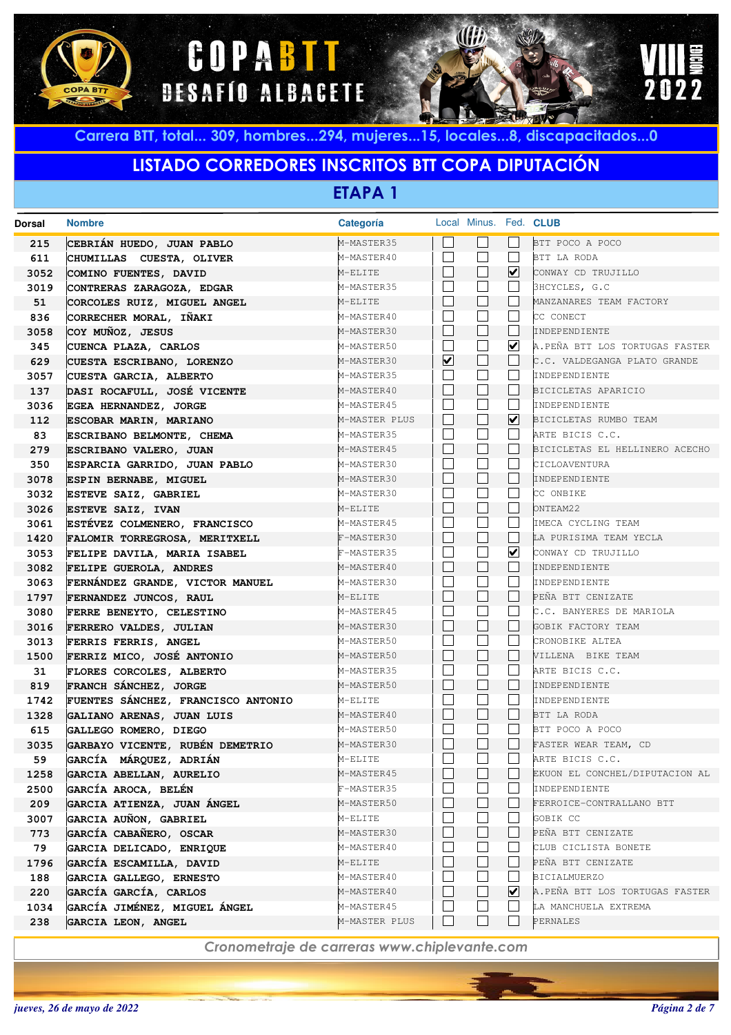Carrera BTT, total... 309, hombres...294, mujeres...15, locales...8, discapacitados...0

## LISTADO CORREDORES INSCRITOS BTT COPA DIPUTACIÓN

### ETAPA 1

| Dorsal | Nombre | Categoría | Local | Minus. | Fed. | CLUB |
|---|---|---|---|---|---|---|
| 215 | CEBRIÁN HUEDO, JUAN PABLO | M-MASTER35 | ☐ | ☐ | ☐ | BTT POCO A POCO |
| 611 | CHUMILLAS CUESTA, OLIVER | M-MASTER40 | ☐ | ☐ | ☐ | BTT LA RODA |
| 3052 | COMINO FUENTES, DAVID | M-ELITE | ☐ | ☐ | ☑ | CONWAY CD TRUJILLO |
| 3019 | CONTRERAS ZARAGOZA, EDGAR | M-MASTER35 | ☐ | ☐ | ☐ | 3HCYCLES, G.C |
| 51 | CORCOLES RUIZ, MIGUEL ANGEL | M-ELITE | ☐ | ☐ | ☐ | MANZANARES TEAM FACTORY |
| 836 | CORRECHER MORAL, IÑAKI | M-MASTER40 | ☐ | ☐ | ☐ | CC CONECT |
| 3058 | COY MUÑOZ, JESUS | M-MASTER30 | ☐ | ☐ | ☐ | INDEPENDIENTE |
| 345 | CUENCA PLAZA, CARLOS | M-MASTER50 | ☐ | ☐ | ☑ | A.PEÑA BTT LOS TORTUGAS FASTER |
| 629 | CUESTA ESCRIBANO, LORENZO | M-MASTER30 | ☑ | ☐ | ☐ | C.C. VALDEGANGA PLATO GRANDE |
| 3057 | CUESTA GARCIA, ALBERTO | M-MASTER35 | ☐ | ☐ | ☐ | INDEPENDIENTE |
| 137 | DASI ROCAFULL, JOSÉ VICENTE | M-MASTER40 | ☐ | ☐ | ☐ | BICICLETAS APARICIO |
| 3036 | EGEA HERNANDEZ, JORGE | M-MASTER45 | ☐ | ☐ | ☐ | INDEPENDIENTE |
| 112 | ESCOBAR MARIN, MARIANO | M-MASTER PLUS | ☐ | ☐ | ☑ | BICICLETAS RUMBO TEAM |
| 83 | ESCRIBANO BELMONTE, CHEMA | M-MASTER35 | ☐ | ☐ | ☐ | ARTE BICIS C.C. |
| 279 | ESCRIBANO VALERO, JUAN | M-MASTER45 | ☐ | ☐ | ☐ | BICICLETAS EL HELLINERO ACECHO |
| 350 | ESPARCIA GARRIDO, JUAN PABLO | M-MASTER30 | ☐ | ☐ | ☐ | CICLOAVENTURA |
| 3078 | ESPIN BERNABE, MIGUEL | M-MASTER30 | ☐ | ☐ | ☐ | INDEPENDIENTE |
| 3032 | ESTEVE SAIZ, GABRIEL | M-MASTER30 | ☐ | ☐ | ☐ | CC ONBIKE |
| 3026 | ESTEVE SAIZ, IVAN | M-ELITE | ☐ | ☐ | ☐ | ONTEAM22 |
| 3061 | ESTÉVEZ COLMENERO, FRANCISCO | M-MASTER45 | ☐ | ☐ | ☐ | IMECA CYCLING TEAM |
| 1420 | FALOMIR TORREGROSA, MERITXELL | F-MASTER30 | ☐ | ☐ | ☐ | LA PURISIMA TEAM YECLA |
| 3053 | FELIPE DAVILA, MARIA ISABEL | F-MASTER35 | ☐ | ☐ | ☑ | CONWAY CD TRUJILLO |
| 3082 | FELIPE GUEROLA, ANDRES | M-MASTER40 | ☐ | ☐ | ☐ | INDEPENDIENTE |
| 3063 | FERNÁNDEZ GRANDE, VICTOR MANUEL | M-MASTER30 | ☐ | ☐ | ☐ | INDEPENDIENTE |
| 1797 | FERNANDEZ JUNCOS, RAUL | M-ELITE | ☐ | ☐ | ☐ | PEÑA BTT CENIZATE |
| 3080 | FERRE BENEYTO, CELESTINO | M-MASTER45 | ☐ | ☐ | ☐ | C.C. BANYERES DE MARIOLA |
| 3016 | FERRERO VALDES, JULIAN | M-MASTER30 | ☐ | ☐ | ☐ | GOBIK FACTORY TEAM |
| 3013 | FERRIS FERRIS, ANGEL | M-MASTER50 | ☐ | ☐ | ☐ | CRONOBIKE ALTEA |
| 1500 | FERRIZ MICO, JOSÉ ANTONIO | M-MASTER50 | ☐ | ☐ | ☐ | VILLENA BIKE TEAM |
| 31 | FLORES CORCOLES, ALBERTO | M-MASTER35 | ☐ | ☐ | ☐ | ARTE BICIS C.C. |
| 819 | FRANCH SÁNCHEZ, JORGE | M-MASTER50 | ☐ | ☐ | ☐ | INDEPENDIENTE |
| 1742 | FUENTES SÁNCHEZ, FRANCISCO ANTONIO | M-ELITE | ☐ | ☐ | ☐ | INDEPENDIENTE |
| 1328 | GALIANO ARENAS, JUAN LUIS | M-MASTER40 | ☐ | ☐ | ☐ | BTT LA RODA |
| 615 | GALLEGO ROMERO, DIEGO | M-MASTER50 | ☐ | ☐ | ☐ | BTT POCO A POCO |
| 3035 | GARBAYO VICENTE, RUBÉN DEMETRIO | M-MASTER30 | ☐ | ☐ | ☐ | FASTER WEAR TEAM, CD |
| 59 | GARCÍA MÁRQUEZ, ADRIÁN | M-ELITE | ☐ | ☐ | ☐ | ARTE BICIS C.C. |
| 1258 | GARCIA ABELLAN, AURELIO | M-MASTER45 | ☐ | ☐ | ☐ | EKUON EL CONCHEL/DIPUTACION AL |
| 2500 | GARCÍA AROCA, BELÉN | F-MASTER35 | ☐ | ☐ | ☐ | INDEPENDIENTE |
| 209 | GARCIA ATIENZA, JUAN ÁNGEL | M-MASTER50 | ☐ | ☐ | ☐ | FERROICE-CONTRALLANO BTT |
| 3007 | GARCIA AUÑON, GABRIEL | M-ELITE | ☐ | ☐ | ☐ | GOBIK CC |
| 773 | GARCÍA CABAÑERO, OSCAR | M-MASTER30 | ☐ | ☐ | ☐ | PEÑA BTT CENIZATE |
| 79 | GARCIA DELICADO, ENRIQUE | M-MASTER40 | ☐ | ☐ | ☐ | CLUB CICLISTA BONETE |
| 1796 | GARCÍA ESCAMILLA, DAVID | M-ELITE | ☐ | ☐ | ☐ | PEÑA BTT CENIZATE |
| 188 | GARCIA GALLEGO, ERNESTO | M-MASTER40 | ☐ | ☐ | ☐ | BICIALMUERZO |
| 220 | GARCÍA GARCÍA, CARLOS | M-MASTER40 | ☐ | ☐ | ☑ | A.PEÑA BTT LOS TORTUGAS FASTER |
| 1034 | GARCÍA JIMÉNEZ, MIGUEL ÁNGEL | M-MASTER45 | ☐ | ☐ | ☐ | LA MANCHUELA EXTREMA |
| 238 | GARCIA LEON, ANGEL | M-MASTER PLUS | ☐ | ☐ | ☐ | PERNALES |

*Cronometraje de carreras www.chiplevante.com*

*jueves, 26 de mayo de 2022*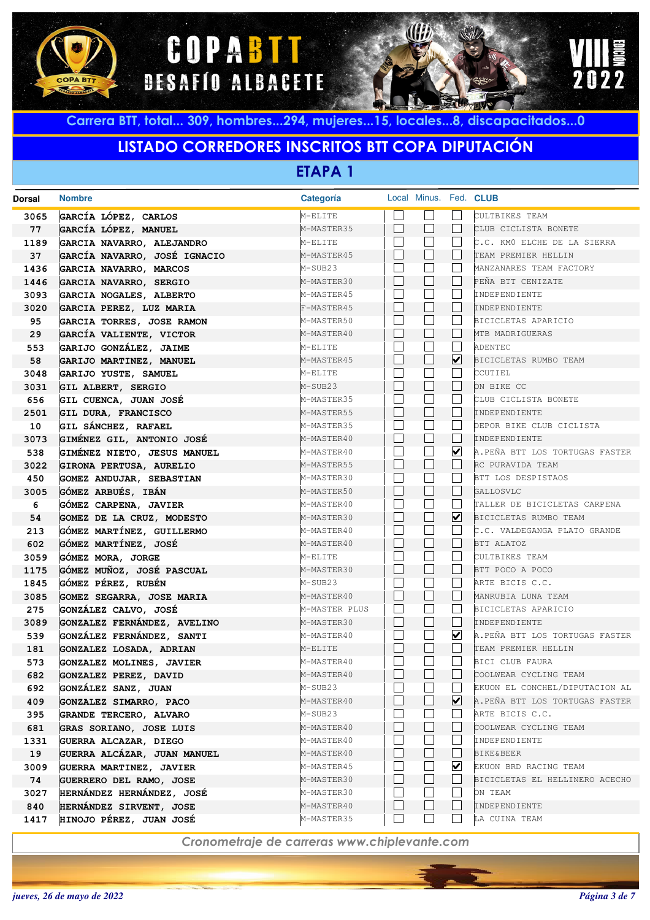Carrera BTT, total... 309, hombres...294, mujeres...15, locales...8, discapacitados...0

## LISTADO CORREDORES INSCRITOS BTT COPA DIPUTACIÓN

### ETAPA 1

| Dorsal | Nombre | Categoría | Local | Minus. | Fed. | CLUB |
|---|---|---|---|---|---|---|
| 3065 | GARCÍA LÓPEZ, CARLOS | M-ELITE | ☐ | ☐ | ☐ | CULTBIKES TEAM |
| 77 | GARCÍA LÓPEZ, MANUEL | M-MASTER35 | ☐ | ☐ | ☐ | CLUB CICLISTA BONETE |
| 1189 | GARCIA NAVARRO, ALEJANDRO | M-ELITE | ☐ | ☐ | ☐ | C.C. KM0 ELCHE DE LA SIERRA |
| 37 | GARCÍA NAVARRO, JOSÉ IGNACIO | M-MASTER45 | ☐ | ☐ | ☐ | TEAM PREMIER HELLIN |
| 1436 | GARCIA NAVARRO, MARCOS | M-SUB23 | ☐ | ☐ | ☐ | MANZANARES TEAM FACTORY |
| 1446 | GARCIA NAVARRO, SERGIO | M-MASTER30 | ☐ | ☐ | ☐ | PEÑA BTT CENIZATE |
| 3093 | GARCIA NOGALES, ALBERTO | M-MASTER45 | ☐ | ☐ | ☐ | INDEPENDIENTE |
| 3020 | GARCIA PEREZ, LUZ MARIA | F-MASTER45 | ☐ | ☐ | ☐ | INDEPENDIENTE |
| 95 | GARCIA TORRES, JOSE RAMON | M-MASTER50 | ☐ | ☐ | ☐ | BICICLETAS APARICIO |
| 29 | GARCÍA VALIENTE, VICTOR | M-MASTER40 | ☐ | ☐ | ☐ | MTB MADRIGUERAS |
| 553 | GARIJO GONZÁLEZ, JAIME | M-ELITE | ☐ | ☐ | ☐ | ADENTEC |
| 58 | GARIJO MARTINEZ, MANUEL | M-MASTER45 | ☐ | ☐ | ☑ | BICICLETAS RUMBO TEAM |
| 3048 | GARIJO YUSTE, SAMUEL | M-ELITE | ☐ | ☐ | ☐ | CCUTIEL |
| 3031 | GIL ALBERT, SERGIO | M-SUB23 | ☐ | ☐ | ☐ | ON BIKE CC |
| 656 | GIL CUENCA, JUAN JOSÉ | M-MASTER35 | ☐ | ☐ | ☐ | CLUB CICLISTA BONETE |
| 2501 | GIL DURA, FRANCISCO | M-MASTER55 | ☐ | ☐ | ☐ | INDEPENDIENTE |
| 10 | GIL SÁNCHEZ, RAFAEL | M-MASTER35 | ☐ | ☐ | ☐ | DEPOR BIKE CLUB CICLISTA |
| 3073 | GIMÉNEZ GIL, ANTONIO JOSÉ | M-MASTER40 | ☐ | ☐ | ☐ | INDEPENDIENTE |
| 538 | GIMÉNEZ NIETO, JESUS MANUEL | M-MASTER40 | ☐ | ☐ | ☑ | A.PEÑA BTT LOS TORTUGAS FASTER |
| 3022 | GIRONA PERTUSA, AURELIO | M-MASTER55 | ☐ | ☐ | ☐ | RC PURAVIDA TEAM |
| 450 | GOMEZ ANDUJAR, SEBASTIAN | M-MASTER30 | ☐ | ☐ | ☐ | BTT LOS DESPISTAOS |
| 3005 | GÓMEZ ARBUÉS, IBÁN | M-MASTER50 | ☐ | ☐ | ☐ | GALLOSVLC |
| 6 | GÓMEZ CARPENA, JAVIER | M-MASTER40 | ☐ | ☐ | ☐ | TALLER DE BICICLETAS CARPENA |
| 54 | GOMEZ DE LA CRUZ, MODESTO | M-MASTER30 | ☐ | ☐ | ☑ | BICICLETAS RUMBO TEAM |
| 213 | GÓMEZ MARTÍNEZ, GUILLERMO | M-MASTER40 | ☐ | ☐ | ☐ | C.C. VALDEGANGA PLATO GRANDE |
| 602 | GÓMEZ MARTÍNEZ, JOSÉ | M-MASTER40 | ☐ | ☐ | ☐ | BTT ALATOZ |
| 3059 | GÓMEZ MORA, JORGE | M-ELITE | ☐ | ☐ | ☐ | CULTBIKES TEAM |
| 1175 | GÓMEZ MUÑOZ, JOSÉ PASCUAL | M-MASTER30 | ☐ | ☐ | ☐ | BTT POCO A POCO |
| 1845 | GÓMEZ PÉREZ, RUBÉN | M-SUB23 | ☐ | ☐ | ☐ | ARTE BICIS C.C. |
| 3085 | GOMEZ SEGARRA, JOSE MARIA | M-MASTER40 | ☐ | ☐ | ☐ | MANRUBIA LUNA TEAM |
| 275 | GONZÁLEZ CALVO, JOSÉ | M-MASTER PLUS | ☐ | ☐ | ☐ | BICICLETAS APARICIO |
| 3089 | GONZALEZ FERNÁNDEZ, AVELINO | M-MASTER30 | ☐ | ☐ | ☐ | INDEPENDIENTE |
| 539 | GONZÁLEZ FERNÁNDEZ, SANTI | M-MASTER40 | ☐ | ☐ | ☑ | A.PEÑA BTT LOS TORTUGAS FASTER |
| 181 | GONZALEZ LOSADA, ADRIAN | M-ELITE | ☐ | ☐ | ☐ | TEAM PREMIER HELLIN |
| 573 | GONZALEZ MOLINES, JAVIER | M-MASTER40 | ☐ | ☐ | ☐ | BICI CLUB FAURA |
| 682 | GONZALEZ PEREZ, DAVID | M-MASTER40 | ☐ | ☐ | ☐ | COOLWEAR CYCLING TEAM |
| 692 | GONZÁLEZ SANZ, JUAN | M-SUB23 | ☐ | ☐ | ☐ | EKUON EL CONCHEL/DIPUTACION AL |
| 409 | GONZALEZ SIMARRO, PACO | M-MASTER40 | ☐ | ☐ | ☑ | A.PEÑA BTT LOS TORTUGAS FASTER |
| 395 | GRANDE TERCERO, ALVARO | M-SUB23 | ☐ | ☐ | ☐ | ARTE BICIS C.C. |
| 681 | GRAS SORIANO, JOSE LUIS | M-MASTER40 | ☐ | ☐ | ☐ | COOLWEAR CYCLING TEAM |
| 1331 | GUERRA ALCAZAR, DIEGO | M-MASTER40 | ☐ | ☐ | ☐ | INDEPENDIENTE |
| 19 | GUERRA ALCÁZAR, JUAN MANUEL | M-MASTER40 | ☐ | ☐ | ☐ | BIKE&BEER |
| 3009 | GUERRA MARTINEZ, JAVIER | M-MASTER45 | ☐ | ☐ | ☑ | EKUON BRD RACING TEAM |
| 74 | GUERRERO DEL RAMO, JOSE | M-MASTER30 | ☐ | ☐ | ☐ | BICICLETAS EL HELLINERO ACECHO |
| 3027 | HERNÁNDEZ HERNÁNDEZ, JOSÉ | M-MASTER30 | ☐ | ☐ | ☐ | ON TEAM |
| 840 | HERNÁNDEZ SIRVENT, JOSE | M-MASTER40 | ☐ | ☐ | ☐ | INDEPENDIENTE |
| 1417 | HINOJO PÉREZ, JUAN JOSÉ | M-MASTER35 | ☐ | ☐ | ☐ | LA CUINA TEAM |

*Cronometraje de carreras www.chiplevante.com*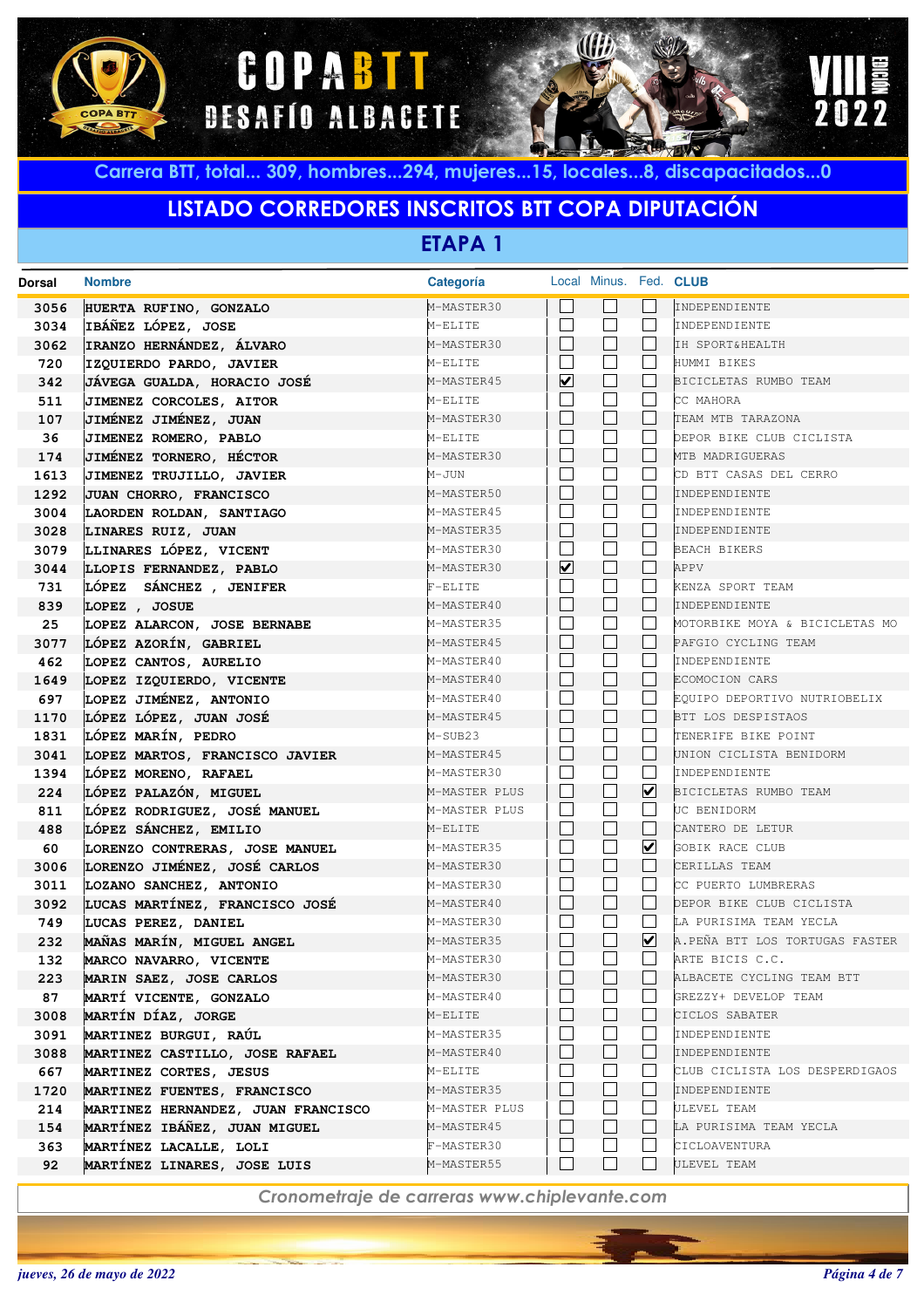Carrera BTT, total... 309, hombres...294, mujeres...15, locales...8, discapacitados...0

## LISTADO CORREDORES INSCRITOS BTT COPA DIPUTACIÓN

### ETAPA 1

| Dorsal | Nombre | Categoría | Local | Minus. | Fed. | CLUB |
|---|---|---|---|---|---|---|
| 3056 | HUERTA RUFINO, GONZALO | M-MASTER30 | ☐ | ☐ | ☐ | INDEPENDIENTE |
| 3034 | IBÁÑEZ LÓPEZ, JOSE | M-ELITE | ☐ | ☐ | ☐ | INDEPENDIENTE |
| 3062 | IRANZO HERNÁNDEZ, ÁLVARO | M-MASTER30 | ☐ | ☐ | ☐ | IH SPORT&HEALTH |
| 720 | IZQUIERDO PARDO, JAVIER | M-ELITE | ☐ | ☐ | ☐ | HUMMI BIKES |
| 342 | JÁVEGA GUALDA, HORACIO JOSÉ | M-MASTER45 | ☑ | ☐ | ☐ | BICICLETAS RUMBO TEAM |
| 511 | JIMENEZ CORCOLES, AITOR | M-ELITE | ☐ | ☐ | ☐ | CC MAHORA |
| 107 | JIMÉNEZ JIMÉNEZ, JUAN | M-MASTER30 | ☐ | ☐ | ☐ | TEAM MTB TARAZONA |
| 36 | JIMENEZ ROMERO, PABLO | M-ELITE | ☐ | ☐ | ☐ | DEPOR BIKE CLUB CICLISTA |
| 174 | JIMÉNEZ TORNERO, HÉCTOR | M-MASTER30 | ☐ | ☐ | ☐ | MTB MADRIGUERAS |
| 1613 | JIMENEZ TRUJILLO, JAVIER | M-JUN | ☐ | ☐ | ☐ | CD BTT CASAS DEL CERRO |
| 1292 | JUAN CHORRO, FRANCISCO | M-MASTER50 | ☐ | ☐ | ☐ | INDEPENDIENTE |
| 3004 | LAORDEN ROLDAN, SANTIAGO | M-MASTER45 | ☐ | ☐ | ☐ | INDEPENDIENTE |
| 3028 | LINARES RUIZ, JUAN | M-MASTER35 | ☐ | ☐ | ☐ | INDEPENDIENTE |
| 3079 | LLINARES LÓPEZ, VICENT | M-MASTER30 | ☐ | ☐ | ☐ | BEACH BIKERS |
| 3044 | LLOPIS FERNANDEZ, PABLO | M-MASTER30 | ☑ | ☐ | ☐ | APPV |
| 731 | LÓPEZ SÁNCHEZ , JENIFER | F-ELITE | ☐ | ☐ | ☐ | KENZA SPORT TEAM |
| 839 | LOPEZ , JOSUE | M-MASTER40 | ☐ | ☐ | ☐ | INDEPENDIENTE |
| 25 | LOPEZ ALARCON, JOSE BERNABE | M-MASTER35 | ☐ | ☐ | ☐ | MOTORBIKE MOYA & BICICLETAS MO |
| 3077 | LÓPEZ AZORÍN, GABRIEL | M-MASTER45 | ☐ | ☐ | ☐ | PAFGIO CYCLING TEAM |
| 462 | LOPEZ CANTOS, AURELIO | M-MASTER40 | ☐ | ☐ | ☐ | INDEPENDIENTE |
| 1649 | LOPEZ IZQUIERDO, VICENTE | M-MASTER40 | ☐ | ☐ | ☐ | ECOMOCION CARS |
| 697 | LOPEZ JIMÉNEZ, ANTONIO | M-MASTER40 | ☐ | ☐ | ☐ | EQUIPO DEPORTIVO NUTRIOBELIX |
| 1170 | LÓPEZ LÓPEZ, JUAN JOSÉ | M-MASTER45 | ☐ | ☐ | ☐ | BTT LOS DESPISTAOS |
| 1831 | LÓPEZ MARÍN, PEDRO | M-SUB23 | ☐ | ☐ | ☐ | TENERIFE BIKE POINT |
| 3041 | LOPEZ MARTOS, FRANCISCO JAVIER | M-MASTER45 | ☐ | ☐ | ☐ | UNION CICLISTA BENIDORM |
| 1394 | LÓPEZ MORENO, RAFAEL | M-MASTER30 | ☐ | ☐ | ☐ | INDEPENDIENTE |
| 224 | LÓPEZ PALAZÓN, MIGUEL | M-MASTER PLUS | ☐ | ☐ | ☑ | BICICLETAS RUMBO TEAM |
| 811 | LÓPEZ RODRIGUEZ, JOSÉ MANUEL | M-MASTER PLUS | ☐ | ☐ | ☐ | UC BENIDORM |
| 488 | LÓPEZ SÁNCHEZ, EMILIO | M-ELITE | ☐ | ☐ | ☐ | CANTERO DE LETUR |
| 60 | LORENZO CONTRERAS, JOSE MANUEL | M-MASTER35 | ☐ | ☐ | ☑ | GOBIK RACE CLUB |
| 3006 | LORENZO JIMÉNEZ, JOSÉ CARLOS | M-MASTER30 | ☐ | ☐ | ☐ | CERILLAS TEAM |
| 3011 | LOZANO SANCHEZ, ANTONIO | M-MASTER30 | ☐ | ☐ | ☐ | CC PUERTO LUMBRERAS |
| 3092 | LUCAS MARTÍNEZ, FRANCISCO JOSÉ | M-MASTER40 | ☐ | ☐ | ☐ | DEPOR BIKE CLUB CICLISTA |
| 749 | LUCAS PEREZ, DANIEL | M-MASTER30 | ☐ | ☐ | ☐ | LA PURISIMA TEAM YECLA |
| 232 | MAÑAS MARÍN, MIGUEL ANGEL | M-MASTER35 | ☐ | ☐ | ☑ | A.PEÑA BTT LOS TORTUGAS FASTER |
| 132 | MARCO NAVARRO, VICENTE | M-MASTER30 | ☐ | ☐ | ☐ | ARTE BICIS C.C. |
| 223 | MARIN SAEZ, JOSE CARLOS | M-MASTER30 | ☐ | ☐ | ☐ | ALBACETE CYCLING TEAM BTT |
| 87 | MARTÍ VICENTE, GONZALO | M-MASTER40 | ☐ | ☐ | ☐ | GREZZY+ DEVELOP TEAM |
| 3008 | MARTÍN DÍAZ, JORGE | M-ELITE | ☐ | ☐ | ☐ | CICLOS SABATER |
| 3091 | MARTINEZ BURGUI, RAÚL | M-MASTER35 | ☐ | ☐ | ☐ | INDEPENDIENTE |
| 3088 | MARTINEZ CASTILLO, JOSE RAFAEL | M-MASTER40 | ☐ | ☐ | ☐ | INDEPENDIENTE |
| 667 | MARTINEZ CORTES, JESUS | M-ELITE | ☐ | ☐ | ☐ | CLUB CICLISTA LOS DESPERDIGAOS |
| 1720 | MARTINEZ FUENTES, FRANCISCO | M-MASTER35 | ☐ | ☐ | ☐ | INDEPENDIENTE |
| 214 | MARTINEZ HERNANDEZ, JUAN FRANCISCO | M-MASTER PLUS | ☐ | ☐ | ☐ | ULEVEL TEAM |
| 154 | MARTÍNEZ IBÁÑEZ, JUAN MIGUEL | M-MASTER45 | ☐ | ☐ | ☐ | LA PURISIMA TEAM YECLA |
| 363 | MARTÍNEZ LACALLE, LOLI | F-MASTER30 | ☐ | ☐ | ☐ | CICLOAVENTURA |
| 92 | MARTÍNEZ LINARES, JOSE LUIS | M-MASTER55 | ☐ | ☐ | ☐ | ULEVEL TEAM |

*Cronometraje de carreras www.chiplevante.com*

*jueves, 26 de mayo de 2022*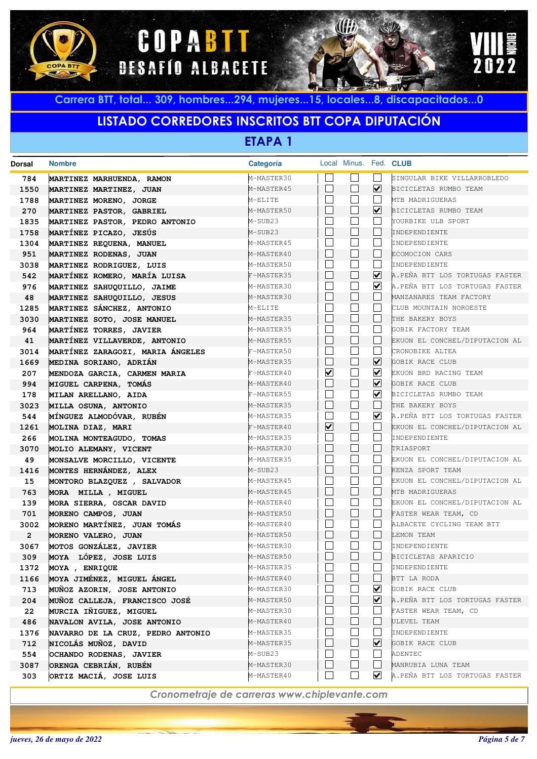Carrera BTT, total... 309, hombres...294, mujeres...15, locales...8, discapacitados...0

## LISTADO CORREDORES INSCRITOS BTT COPA DIPUTACIÓN

### ETAPA 1

| Dorsal | Nombre | Categoría | Local | Minus. | Fed. | CLUB |
|---|---|---|---|---|---|---|
| 784 | MARTINEZ MARHUENDA, RAMON | M-MASTER30 | ☐ | ☐ | ☐ | SINGULAR BIKE VILLARROBLEDO |
| 1550 | MARTINEZ MARTINEZ, JUAN | M-MASTER45 | ☐ | ☐ | ☑ | BICICLETAS RUMBO TEAM |
| 1788 | MARTINEZ MORENO, JORGE | M-ELITE | ☐ | ☐ | ☐ | MTB MADRIGUERAS |
| 270 | MARTINEZ PASTOR, GABRIEL | M-MASTER50 | ☐ | ☐ | ☑ | BICICLETAS RUMBO TEAM |
| 1835 | MARTINEZ PASTOR, PEDRO ANTONIO | M-SUB23 | ☐ | ☐ | ☐ | YOURBIKE ULB SPORT |
| 1758 | MARTÍNEZ PICAZO, JESÚS | M-SUB23 | ☐ | ☐ | ☐ | INDEPENDIENTE |
| 1304 | MARTINEZ REQUENA, MANUEL | M-MASTER45 | ☐ | ☐ | ☐ | INDEPENDIENTE |
| 951 | MARTINEZ RODENAS, JUAN | M-MASTER40 | ☐ | ☐ | ☐ | ECOMOCION CARS |
| 3038 | MARTINEZ RODRIGUEZ, LUIS | M-MASTER50 | ☐ | ☐ | ☐ | INDEPENDIENTE |
| 542 | MARTÍNEZ ROMERO, MARÍA LUISA | F-MASTER35 | ☐ | ☐ | ☑ | A.PEÑA BTT LOS TORTUGAS FASTER |
| 976 | MARTINEZ SAHUQUILLO, JAIME | M-MASTER30 | ☐ | ☐ | ☑ | A.PEÑA BTT LOS TORTUGAS FASTER |
| 48 | MARTINEZ SAHUQUILLO, JESUS | M-MASTER30 | ☐ | ☐ | ☐ | MANZANARES TEAM FACTORY |
| 1285 | MARTINEZ SÁNCHEZ, ANTONIO | M-ELITE | ☐ | ☐ | ☐ | CLUB MOUNTAIN NOROESTE |
| 3030 | MARTINEZ SOTO, JOSE MANUEL | M-MASTER35 | ☐ | ☐ | ☐ | THE BAKERY BOYS |
| 964 | MARTÍNEZ TORRES, JAVIER | M-MASTER35 | ☐ | ☐ | ☐ | GOBIK FACTORY TEAM |
| 41 | MARTÍNEZ VILLAVERDE, ANTONIO | M-MASTER55 | ☐ | ☐ | ☐ | EKUON EL CONCHEL/DIPUTACION AL |
| 3014 | MARTÍNEZ ZARAGOZI, MARIA ÁNGELES | F-MASTER50 | ☐ | ☐ | ☐ | CRONOBIKE ALTEA |
| 1669 | MEDINA SORIANO, ADRIÁN | M-MASTER35 | ☐ | ☐ | ☑ | GOBIK RACE CLUB |
| 207 | MENDOZA GARCIA, CARMEN MARIA | F-MASTER40 | ☑ | ☐ | ☑ | EKUON BRD RACING TEAM |
| 994 | MIGUEL CARPENA, TOMÁS | M-MASTER40 | ☐ | ☐ | ☑ | GOBIK RACE CLUB |
| 178 | MILAN ARELLANO, AIDA | F-MASTER55 | ☐ | ☐ | ☑ | BICICLETAS RUMBO TEAM |
| 3023 | MILLA OSUNA, ANTONIO | M-MASTER35 | ☐ | ☐ | ☐ | THE BAKERY BOYS |
| 544 | MÍNGUEZ ALMODÓVAR, RUBÉN | M-MASTER35 | ☐ | ☐ | ☑ | A.PEÑA BTT LOS TORTUGAS FASTER |
| 1261 | MOLINA DIAZ, MARI | F-MASTER40 | ☑ | ☐ | ☐ | EKUON EL CONCHEL/DIPUTACION AL |
| 266 | MOLINA MONTEAGUDO, TOMAS | M-MASTER35 | ☐ | ☐ | ☐ | INDEPENDIENTE |
| 3070 | MOLIO ALEMANY, VICENT | M-MASTER30 | ☐ | ☐ | ☐ | TRIASPORT |
| 49 | MONSALVE MORCILLO, VICENTE | M-MASTER35 | ☐ | ☐ | ☐ | EKUON EL CONCHEL/DIPUTACION AL |
| 1416 | MONTES HERNÁNDEZ, ALEX | M-SUB23 | ☐ | ☐ | ☐ | KENZA SPORT TEAM |
| 15 | MONTORO BLAZQUEZ , SALVADOR | M-MASTER45 | ☐ | ☐ | ☐ | EKUON EL CONCHEL/DIPUTACION AL |
| 763 | MORA MILLA , MIGUEL | M-MASTER45 | ☐ | ☐ | ☐ | MTB MADRIGUERAS |
| 139 | MORA SIERRA, OSCAR DAVID | M-MASTER40 | ☐ | ☐ | ☐ | EKUON EL CONCHEL/DIPUTACION AL |
| 701 | MORENO CAMPOS, JUAN | M-MASTER50 | ☐ | ☐ | ☐ | FASTER WEAR TEAM, CD |
| 3002 | MORENO MARTÍNEZ, JUAN TOMÁS | M-MASTER40 | ☐ | ☐ | ☐ | ALBACETE CYCLING TEAM BTT |
| 2 | MORENO VALERO, JUAN | M-MASTER50 | ☐ | ☐ | ☐ | LEMON TEAM |
| 3067 | MOTOS GONZÁLEZ, JAVIER | M-MASTER30 | ☐ | ☐ | ☐ | INDEPENDIENTE |
| 309 | MOYA LÓPEZ, JOSE LUIS | M-MASTER50 | ☐ | ☐ | ☐ | BICICLETAS APARICIO |
| 1372 | MOYA , ENRIQUE | M-MASTER35 | ☐ | ☐ | ☐ | INDEPENDIENTE |
| 1166 | MOYA JIMÉNEZ, MIGUEL ÁNGEL | M-MASTER40 | ☐ | ☐ | ☐ | BTT LA RODA |
| 713 | MUÑOZ AZORIN, JOSE ANTONIO | M-MASTER30 | ☐ | ☐ | ☑ | GOBIK RACE CLUB |
| 204 | MUÑOZ CALLEJA, FRANCISCO JOSÉ | M-MASTER50 | ☐ | ☐ | ☑ | A.PEÑA BTT LOS TORTUGAS FASTER |
| 22 | MURCIA IÑIGUEZ, MIGUEL | M-MASTER30 | ☐ | ☐ | ☐ | FASTER WEAR TEAM, CD |
| 486 | NAVALON AVILA, JOSE ANTONIO | M-MASTER40 | ☐ | ☐ | ☐ | ULEVEL TEAM |
| 1376 | NAVARRO DE LA CRUZ, PEDRO ANTONIO | M-MASTER35 | ☐ | ☐ | ☐ | INDEPENDIENTE |
| 712 | NICOLÁS MUÑOZ, DAVID | M-MASTER35 | ☐ | ☐ | ☑ | GOBIK RACE CLUB |
| 554 | OCHANDO RODENAS, JAVIER | M-SUB23 | ☐ | ☐ | ☐ | ADENTEC |
| 3087 | ORENGA CEBRIÁN, RUBÉN | M-MASTER30 | ☐ | ☐ | ☐ | MANRUBIA LUNA TEAM |
| 303 | ORTIZ MACIÁ, JOSE LUIS | M-MASTER40 | ☐ | ☐ | ☑ | A.PEÑA BTT LOS TORTUGAS FASTER |

*Cronometraje de carreras www.chiplevante.com*

*jueves, 26 de mayo de 2022*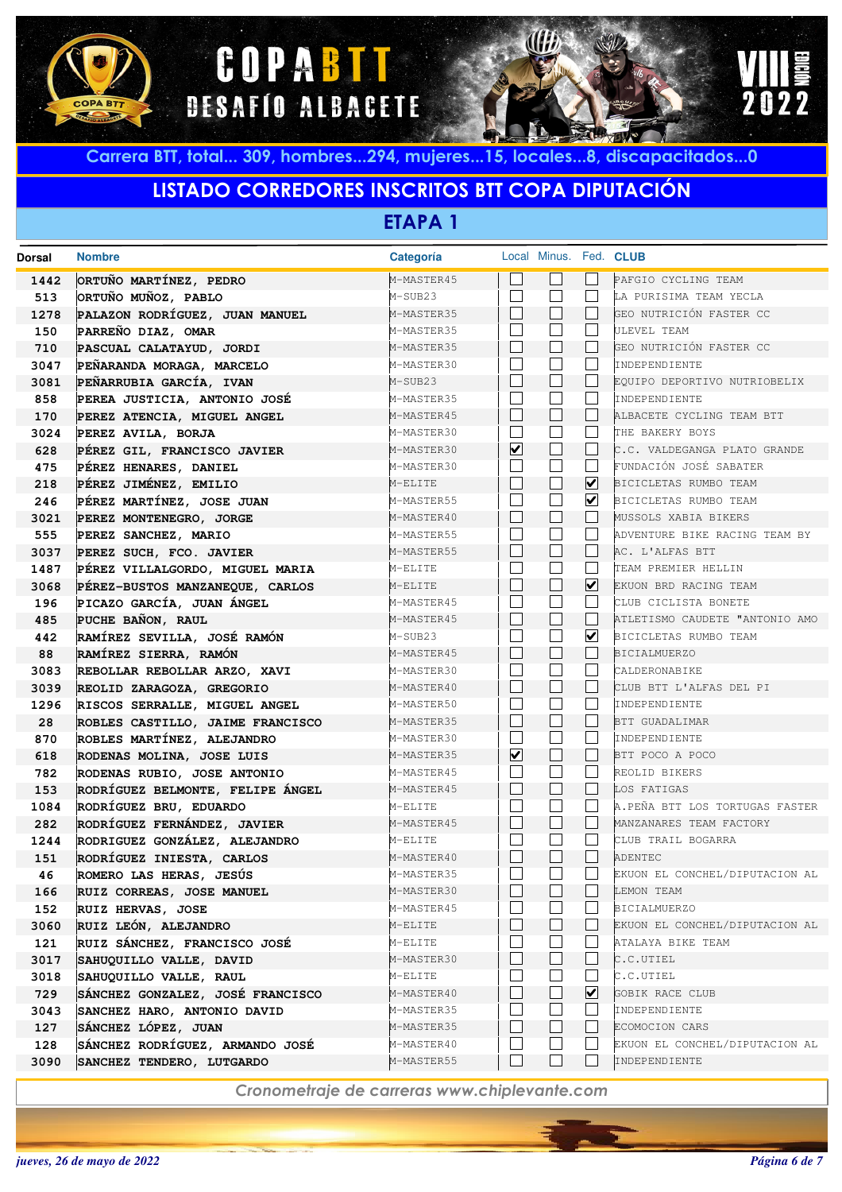# COPA BTT DESAFÍO ALBACETE

VIII EDICIÓN 2022

Carrera BTT, total... 309, hombres...294, mujeres...15, locales...8, discapacitados...0

## LISTADO CORREDORES INSCRITOS BTT COPA DIPUTACIÓN

### ETAPA 1

| Dorsal | Nombre | Categoría | Local | Minus. | Fed. | CLUB |
|---|---|---|---|---|---|---|
| 1442 | ORTUÑO MARTÍNEZ, PEDRO | M-MASTER45 | ☐ | ☐ | ☐ | PAFGIO CYCLING TEAM |
| 513 | ORTUÑO MUÑOZ, PABLO | M-SUB23 | ☐ | ☐ | ☐ | LA PURISIMA TEAM YECLA |
| 1278 | PALAZON RODRÍGUEZ, JUAN MANUEL | M-MASTER35 | ☐ | ☐ | ☐ | GEO NUTRICIÓN FASTER CC |
| 150 | PARREÑO DIAZ, OMAR | M-MASTER35 | ☐ | ☐ | ☐ | ULEVEL TEAM |
| 710 | PASCUAL CALATAYUD, JORDI | M-MASTER35 | ☐ | ☐ | ☐ | GEO NUTRICIÓN FASTER CC |
| 3047 | PEÑARANDA MORAGA, MARCELO | M-MASTER30 | ☐ | ☐ | ☐ | INDEPENDIENTE |
| 3081 | PEÑARRUBIA GARCÍA, IVAN | M-SUB23 | ☐ | ☐ | ☐ | EQUIPO DEPORTIVO NUTRIOBELIX |
| 858 | PEREA JUSTICIA, ANTONIO JOSÉ | M-MASTER35 | ☐ | ☐ | ☐ | INDEPENDIENTE |
| 170 | PEREZ ATENCIA, MIGUEL ANGEL | M-MASTER45 | ☐ | ☐ | ☐ | ALBACETE CYCLING TEAM BTT |
| 3024 | PEREZ AVILA, BORJA | M-MASTER30 | ☐ | ☐ | ☐ | THE BAKERY BOYS |
| 628 | PÉREZ GIL, FRANCISCO JAVIER | M-MASTER30 | ☑ | ☐ | ☐ | C.C. VALDEGANGA PLATO GRANDE |
| 475 | PÉREZ HENARES, DANIEL | M-MASTER30 | ☐ | ☐ | ☐ | FUNDACIÓN JOSÉ SABATER |
| 218 | PÉREZ JIMÉNEZ, EMILIO | M-ELITE | ☐ | ☐ | ☑ | BICICLETAS RUMBO TEAM |
| 246 | PÉREZ MARTÍNEZ, JOSE JUAN | M-MASTER55 | ☐ | ☐ | ☑ | BICICLETAS RUMBO TEAM |
| 3021 | PEREZ MONTENEGRO, JORGE | M-MASTER40 | ☐ | ☐ | ☐ | MUSSOLS XABIA BIKERS |
| 555 | PEREZ SANCHEZ, MARIO | M-MASTER55 | ☐ | ☐ | ☐ | ADVENTURE BIKE RACING TEAM BY |
| 3037 | PEREZ SUCH, FCO. JAVIER | M-MASTER55 | ☐ | ☐ | ☐ | AC. L'ALFAS BTT |
| 1487 | PÉREZ VILLALGORDO, MIGUEL MARIA | M-ELITE | ☐ | ☐ | ☐ | TEAM PREMIER HELLIN |
| 3068 | PÉREZ-BUSTOS MANZANEQUE, CARLOS | M-ELITE | ☐ | ☐ | ☑ | EKUON BRD RACING TEAM |
| 196 | PICAZO GARCÍA, JUAN ÁNGEL | M-MASTER45 | ☐ | ☐ | ☐ | CLUB CICLISTA BONETE |
| 485 | PUCHE BAÑON, RAUL | M-MASTER45 | ☐ | ☐ | ☐ | ATLETISMO CAUDETE "ANTONIO AMO |
| 442 | RAMÍREZ SEVILLA, JOSÉ RAMÓN | M-SUB23 | ☐ | ☐ | ☑ | BICICLETAS RUMBO TEAM |
| 88 | RAMÍREZ SIERRA, RAMÓN | M-MASTER45 | ☐ | ☐ | ☐ | BICIALMUERZO |
| 3083 | REBOLLAR REBOLLAR ARZO, XAVI | M-MASTER30 | ☐ | ☐ | ☐ | CALDERONABIKE |
| 3039 | REOLID ZARAGOZA, GREGORIO | M-MASTER40 | ☐ | ☐ | ☐ | CLUB BTT L'ALFAS DEL PI |
| 1296 | RISCOS SERRALLE, MIGUEL ANGEL | M-MASTER50 | ☐ | ☐ | ☐ | INDEPENDIENTE |
| 28 | ROBLES CASTILLO, JAIME FRANCISCO | M-MASTER35 | ☐ | ☐ | ☐ | BTT GUADALIMAR |
| 870 | ROBLES MARTÍNEZ, ALEJANDRO | M-MASTER30 | ☐ | ☐ | ☐ | INDEPENDIENTE |
| 618 | RODENAS MOLINA, JOSE LUIS | M-MASTER35 | ☑ | ☐ | ☐ | BTT POCO A POCO |
| 782 | RODENAS RUBIO, JOSE ANTONIO | M-MASTER45 | ☐ | ☐ | ☐ | REOLID BIKERS |
| 153 | RODRÍGUEZ BELMONTE, FELIPE ÁNGEL | M-MASTER45 | ☐ | ☐ | ☐ | LOS FATIGAS |
| 1084 | RODRÍGUEZ BRU, EDUARDO | M-ELITE | ☐ | ☐ | ☐ | A.PEÑA BTT LOS TORTUGAS FASTER |
| 282 | RODRÍGUEZ FERNÁNDEZ, JAVIER | M-MASTER45 | ☐ | ☐ | ☐ | MANZANARES TEAM FACTORY |
| 1244 | RODRIGUEZ GONZÁLEZ, ALEJANDRO | M-ELITE | ☐ | ☐ | ☐ | CLUB TRAIL BOGARRA |
| 151 | RODRÍGUEZ INIESTA, CARLOS | M-MASTER40 | ☐ | ☐ | ☐ | ADENTEC |
| 46 | ROMERO LAS HERAS, JESÚS | M-MASTER35 | ☐ | ☐ | ☐ | EKUON EL CONCHEL/DIPUTACION AL |
| 166 | RUIZ CORREAS, JOSE MANUEL | M-MASTER30 | ☐ | ☐ | ☐ | LEMON TEAM |
| 152 | RUIZ HERVAS, JOSE | M-MASTER45 | ☐ | ☐ | ☐ | BICIALMUERZO |
| 3060 | RUIZ LEÓN, ALEJANDRO | M-ELITE | ☐ | ☐ | ☐ | EKUON EL CONCHEL/DIPUTACION AL |
| 121 | RUIZ SÁNCHEZ, FRANCISCO JOSÉ | M-ELITE | ☐ | ☐ | ☐ | ATALAYA BIKE TEAM |
| 3017 | SAHUQUILLO VALLE, DAVID | M-MASTER30 | ☐ | ☐ | ☐ | C.C.UTIEL |
| 3018 | SAHUQUILLO VALLE, RAUL | M-ELITE | ☐ | ☐ | ☐ | C.C.UTIEL |
| 729 | SÁNCHEZ GONZALEZ, JOSÉ FRANCISCO | M-MASTER40 | ☐ | ☐ | ☑ | GOBIK RACE CLUB |
| 3043 | SANCHEZ HARO, ANTONIO DAVID | M-MASTER35 | ☐ | ☐ | ☐ | INDEPENDIENTE |
| 127 | SÁNCHEZ LÓPEZ, JUAN | M-MASTER35 | ☐ | ☐ | ☐ | ECOMOCION CARS |
| 128 | SÁNCHEZ RODRÍGUEZ, ARMANDO JOSÉ | M-MASTER40 | ☐ | ☐ | ☐ | EKUON EL CONCHEL/DIPUTACION AL |
| 3090 | SANCHEZ TENDERO, LUTGARDO | M-MASTER55 | ☐ | ☐ | ☐ | INDEPENDIENTE |

*Cronometraje de carreras www.chiplevante.com*

*jueves, 26 de mayo de 2022*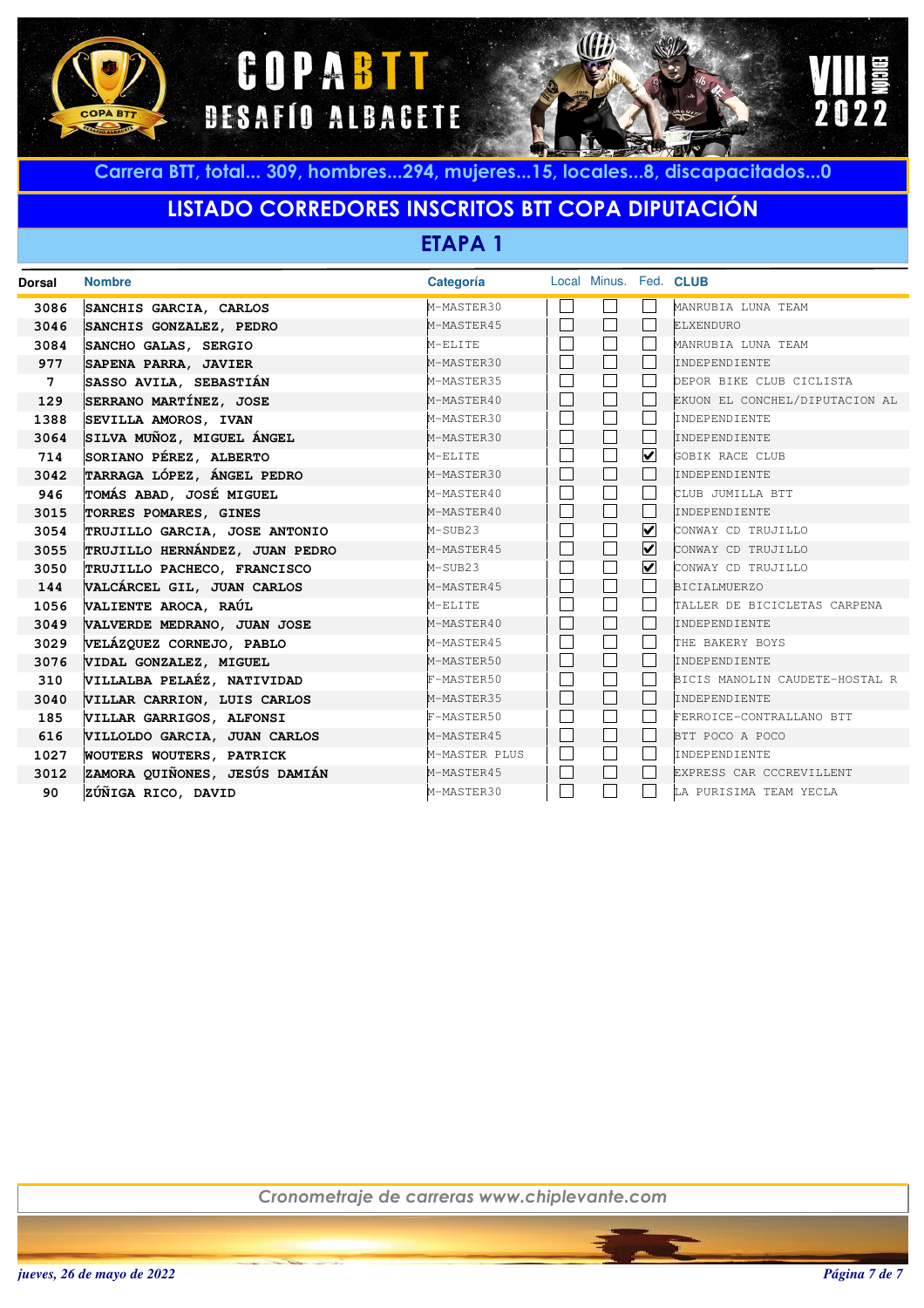# COPA BTT DESAFÍO ALBACETE

VIII EDICIÓN 2022

**Carrera BTT, total... 309, hombres...294, mujeres...15, locales...8, discapacitados...0**

## LISTADO CORREDORES INSCRITOS BTT COPA DIPUTACIÓN

### ETAPA 1

| Dorsal | Nombre | Categoría | Local | Minus. | Fed. | CLUB |
|---|---|---|---|---|---|---|
| 3086 | SANCHIS GARCIA, CARLOS | M-MASTER30 | ☐ | ☐ | ☐ | MANRUBIA LUNA TEAM |
| 3046 | SANCHIS GONZALEZ, PEDRO | M-MASTER45 | ☐ | ☐ | ☐ | ELXENDURO |
| 3084 | SANCHO GALAS, SERGIO | M-ELITE | ☐ | ☐ | ☐ | MANRUBIA LUNA TEAM |
| 977 | SAPENA PARRA, JAVIER | M-MASTER30 | ☐ | ☐ | ☐ | INDEPENDIENTE |
| 7 | SASSO AVILA, SEBASTIÁN | M-MASTER35 | ☐ | ☐ | ☐ | DEPOR BIKE CLUB CICLISTA |
| 129 | SERRANO MARTÍNEZ, JOSE | M-MASTER40 | ☐ | ☐ | ☐ | EKUON EL CONCHEL/DIPUTACION AL |
| 1388 | SEVILLA AMOROS, IVAN | M-MASTER30 | ☐ | ☐ | ☐ | INDEPENDIENTE |
| 3064 | SILVA MUÑOZ, MIGUEL ÁNGEL | M-MASTER30 | ☐ | ☐ | ☐ | INDEPENDIENTE |
| 714 | SORIANO PÉREZ, ALBERTO | M-ELITE | ☐ | ☐ | ☑ | GOBIK RACE CLUB |
| 3042 | TARRAGA LÓPEZ, ÁNGEL PEDRO | M-MASTER30 | ☐ | ☐ | ☐ | INDEPENDIENTE |
| 946 | TOMÁS ABAD, JOSÉ MIGUEL | M-MASTER40 | ☐ | ☐ | ☐ | CLUB JUMILLA BTT |
| 3015 | TORRES POMARES, GINES | M-MASTER40 | ☐ | ☐ | ☐ | INDEPENDIENTE |
| 3054 | TRUJILLO GARCIA, JOSE ANTONIO | M-SUB23 | ☐ | ☐ | ☑ | CONWAY CD TRUJILLO |
| 3055 | TRUJILLO HERNÁNDEZ, JUAN PEDRO | M-MASTER45 | ☐ | ☐ | ☑ | CONWAY CD TRUJILLO |
| 3050 | TRUJILLO PACHECO, FRANCISCO | M-SUB23 | ☐ | ☐ | ☑ | CONWAY CD TRUJILLO |
| 144 | VALCÁRCEL GIL, JUAN CARLOS | M-MASTER45 | ☐ | ☐ | ☐ | BICIALMUERZO |
| 1056 | VALIENTE AROCA, RAÚL | M-ELITE | ☐ | ☐ | ☐ | TALLER DE BICICLETAS CARPENA |
| 3049 | VALVERDE MEDRANO, JUAN JOSE | M-MASTER40 | ☐ | ☐ | ☐ | INDEPENDIENTE |
| 3029 | VELÁZQUEZ CORNEJO, PABLO | M-MASTER45 | ☐ | ☐ | ☐ | THE BAKERY BOYS |
| 3076 | VIDAL GONZALEZ, MIGUEL | M-MASTER50 | ☐ | ☐ | ☐ | INDEPENDIENTE |
| 310 | VILLALBA PELAÉZ, NATIVIDAD | F-MASTER50 | ☐ | ☐ | ☐ | BICIS MANOLIN CAUDETE-HOSTAL R |
| 3040 | VILLAR CARRION, LUIS CARLOS | M-MASTER35 | ☐ | ☐ | ☐ | INDEPENDIENTE |
| 185 | VILLAR GARRIGOS, ALFONSI | F-MASTER50 | ☐ | ☐ | ☐ | FERROICE-CONTRALLANO BTT |
| 616 | VILLOLDO GARCIA, JUAN CARLOS | M-MASTER45 | ☐ | ☐ | ☐ | BTT POCO A POCO |
| 1027 | WOUTERS WOUTERS, PATRICK | M-MASTER PLUS | ☐ | ☐ | ☐ | INDEPENDIENTE |
| 3012 | ZAMORA QUIÑONES, JESÚS DAMIÁN | M-MASTER45 | ☐ | ☐ | ☐ | EXPRESS CAR CCCREVILLENT |
| 90 | ZÚÑIGA RICO, DAVID | M-MASTER30 | ☐ | ☐ | ☐ | LA PURISIMA TEAM YECLA |

*Cronometraje de carreras www.chiplevante.com*

*jueves, 26 de mayo de 2022*